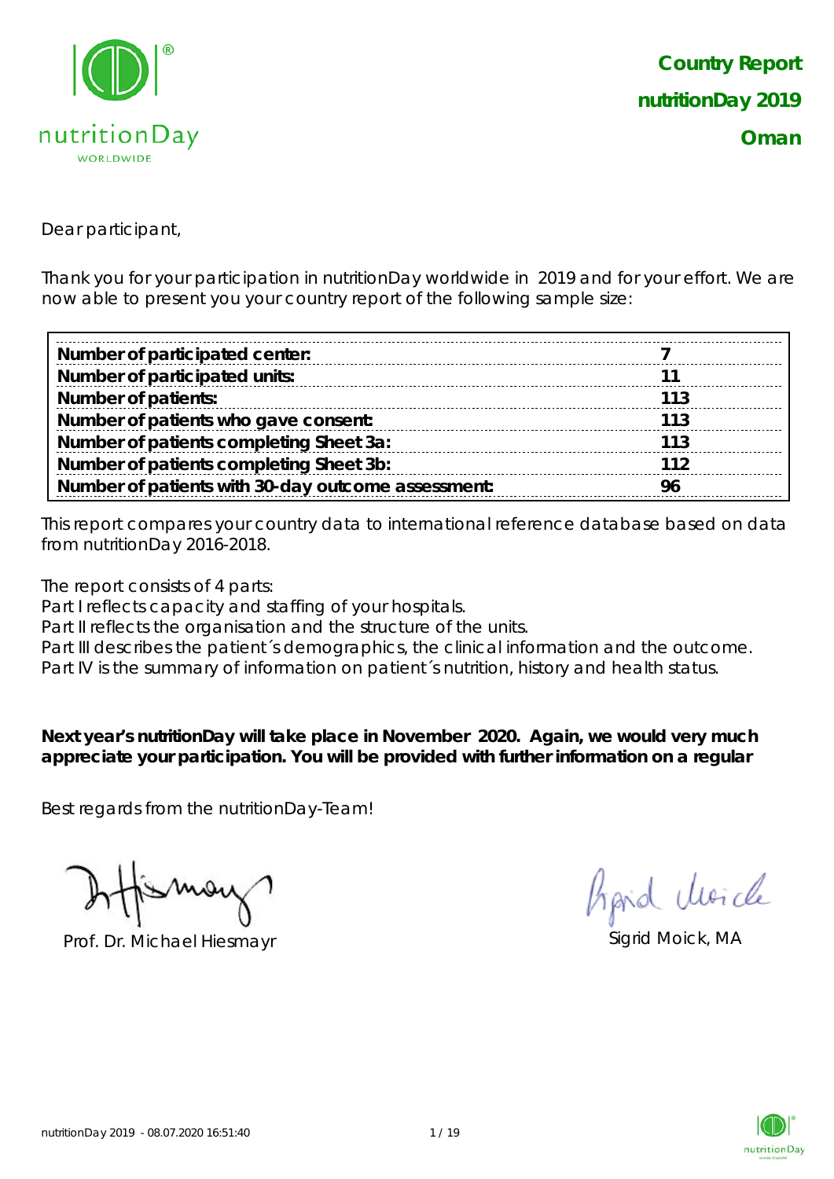**Country Report**
**nutritionDay 2019**
**Oman**

Dear participant,

Thank you for your participation in nutritionDay worldwide in 2019 and for your effort. We are now able to present you your country report of the following sample size:

| | |
|---|---|
| **Number of participated center:** | **7** |
| **Number of participated units:** | **11** |
| **Number of patients:** | **113** |
| **Number of patients who gave consent:** | **113** |
| **Number of patients completing Sheet 3a:** | **113** |
| **Number of patients completing Sheet 3b:** | **112** |
| **Number of patients with 30-day outcome assessment:** | **96** |

This report compares your country data to international reference database based on data from nutritionDay 2016-2018.

The report consists of 4 parts:
Part I reflects capacity and staffing of your hospitals.
Part II reflects the organisation and the structure of the units.
Part III describes the patient´s demographics, the clinical information and the outcome.
Part IV is the summary of information on patient´s nutrition, history and health status.

**Next year's nutritionDay will take place in November 2020. Again, we would very much appreciate your participation. You will be provided with further information on a regular**

Best regards from the nutritionDay-Team!

Prof. Dr. Michael Hiesmayr

Sigrid Moick, MA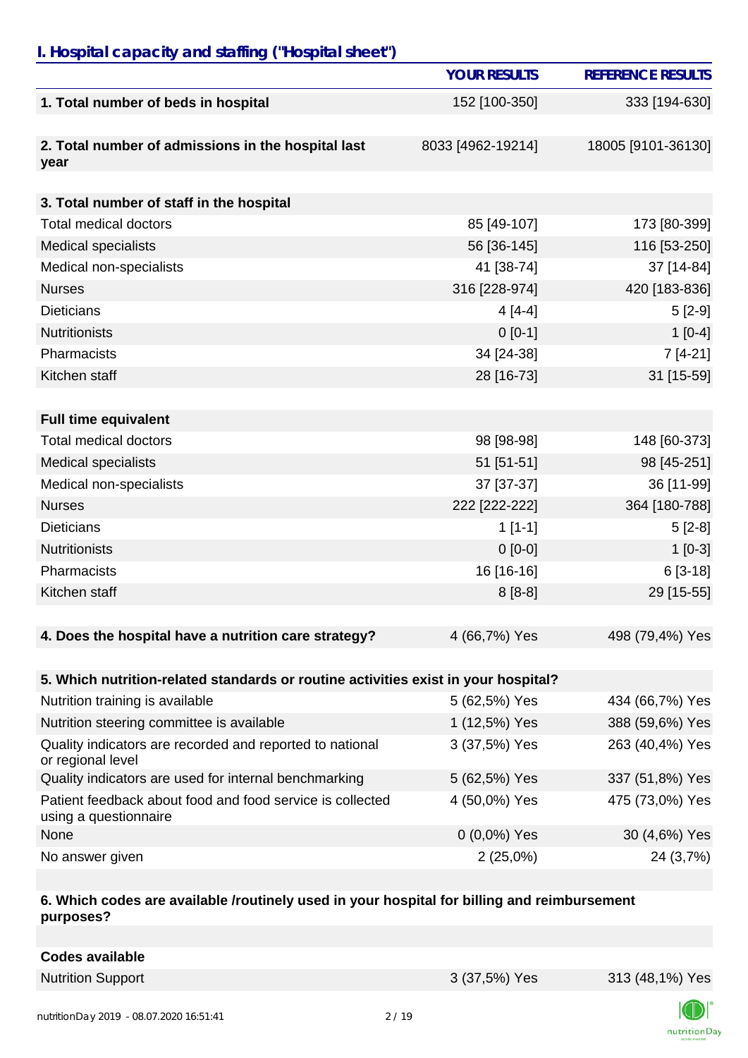## I. Hospital capacity and staffing ("Hospital sheet")

| | YOUR RESULTS | REFERENCE RESULTS |
|---|---|---|
| **1. Total number of beds in hospital** | 152 [100-350] | 333 [194-630] |
| **2. Total number of admissions in the hospital last year** | 8033 [4962-19214] | 18005 [9101-36130] |
| **3. Total number of staff in the hospital** | | |
| Total medical doctors | 85 [49-107] | 173 [80-399] |
| Medical specialists | 56 [36-145] | 116 [53-250] |
| Medical non-specialists | 41 [38-74] | 37 [14-84] |
| Nurses | 316 [228-974] | 420 [183-836] |
| Dieticians | 4 [4-4] | 5 [2-9] |
| Nutritionists | 0 [0-1] | 1 [0-4] |
| Pharmacists | 34 [24-38] | 7 [4-21] |
| Kitchen staff | 28 [16-73] | 31 [15-59] |
| **Full time equivalent** | | |
| Total medical doctors | 98 [98-98] | 148 [60-373] |
| Medical specialists | 51 [51-51] | 98 [45-251] |
| Medical non-specialists | 37 [37-37] | 36 [11-99] |
| Nurses | 222 [222-222] | 364 [180-788] |
| Dieticians | 1 [1-1] | 5 [2-8] |
| Nutritionists | 0 [0-0] | 1 [0-3] |
| Pharmacists | 16 [16-16] | 6 [3-18] |
| Kitchen staff | 8 [8-8] | 29 [15-55] |
| **4. Does the hospital have a nutrition care strategy?** | 4 (66,7%) Yes | 498 (79,4%) Yes |
| **5. Which nutrition-related standards or routine activities exist in your hospital?** | | |
| Nutrition training is available | 5 (62,5%) Yes | 434 (66,7%) Yes |
| Nutrition steering committee is available | 1 (12,5%) Yes | 388 (59,6%) Yes |
| Quality indicators are recorded and reported to national or regional level | 3 (37,5%) Yes | 263 (40,4%) Yes |
| Quality indicators are used for internal benchmarking | 5 (62,5%) Yes | 337 (51,8%) Yes |
| Patient feedback about food and food service is collected using a questionnaire | 4 (50,0%) Yes | 475 (73,0%) Yes |
| None | 0 (0,0%) Yes | 30 (4,6%) Yes |
| No answer given | 2 (25,0%) | 24 (3,7%) |
| **6. Which codes are available /routinely used in your hospital for billing and reimbursement purposes?** | | |
| **Codes available** | | |
| Nutrition Support | 3 (37,5%) Yes | 313 (48,1%) Yes |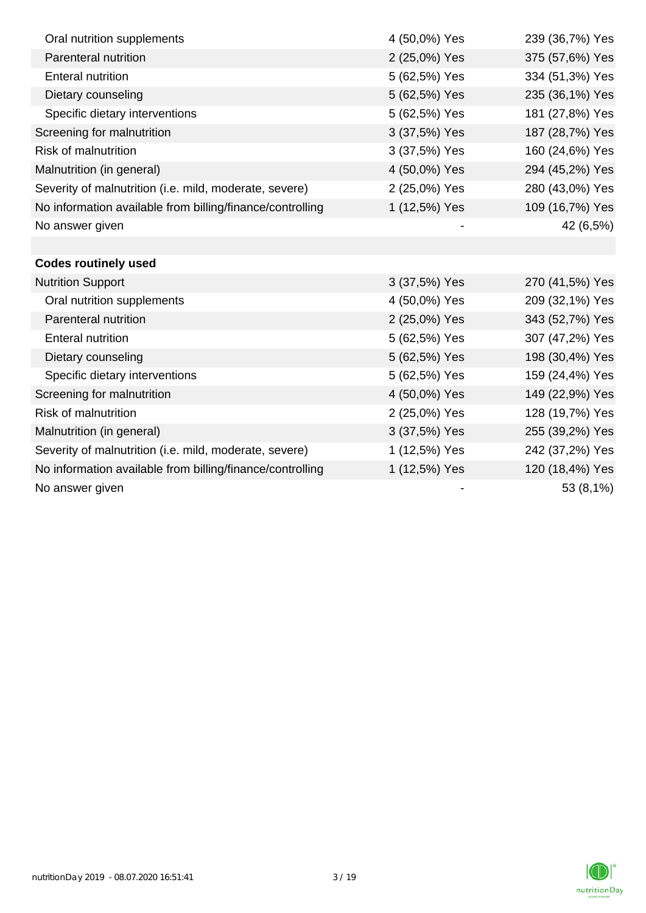| | | |
|---|---|---|
| Oral nutrition supplements | 4 (50,0%) Yes | 239 (36,7%) Yes |
| Parenteral nutrition | 2 (25,0%) Yes | 375 (57,6%) Yes |
| Enteral nutrition | 5 (62,5%) Yes | 334 (51,3%) Yes |
| Dietary counseling | 5 (62,5%) Yes | 235 (36,1%) Yes |
| Specific dietary interventions | 5 (62,5%) Yes | 181 (27,8%) Yes |
| Screening for malnutrition | 3 (37,5%) Yes | 187 (28,7%) Yes |
| Risk of malnutrition | 3 (37,5%) Yes | 160 (24,6%) Yes |
| Malnutrition (in general) | 4 (50,0%) Yes | 294 (45,2%) Yes |
| Severity of malnutrition (i.e. mild, moderate, severe) | 2 (25,0%) Yes | 280 (43,0%) Yes |
| No information available from billing/finance/controlling | 1 (12,5%) Yes | 109 (16,7%) Yes |
| No answer given | - | 42 (6,5%) |
| | | |
| **Codes routinely used** | | |
| Nutrition Support | 3 (37,5%) Yes | 270 (41,5%) Yes |
| Oral nutrition supplements | 4 (50,0%) Yes | 209 (32,1%) Yes |
| Parenteral nutrition | 2 (25,0%) Yes | 343 (52,7%) Yes |
| Enteral nutrition | 5 (62,5%) Yes | 307 (47,2%) Yes |
| Dietary counseling | 5 (62,5%) Yes | 198 (30,4%) Yes |
| Specific dietary interventions | 5 (62,5%) Yes | 159 (24,4%) Yes |
| Screening for malnutrition | 4 (50,0%) Yes | 149 (22,9%) Yes |
| Risk of malnutrition | 2 (25,0%) Yes | 128 (19,7%) Yes |
| Malnutrition (in general) | 3 (37,5%) Yes | 255 (39,2%) Yes |
| Severity of malnutrition (i.e. mild, moderate, severe) | 1 (12,5%) Yes | 242 (37,2%) Yes |
| No information available from billing/finance/controlling | 1 (12,5%) Yes | 120 (18,4%) Yes |
| No answer given | - | 53 (8,1%) |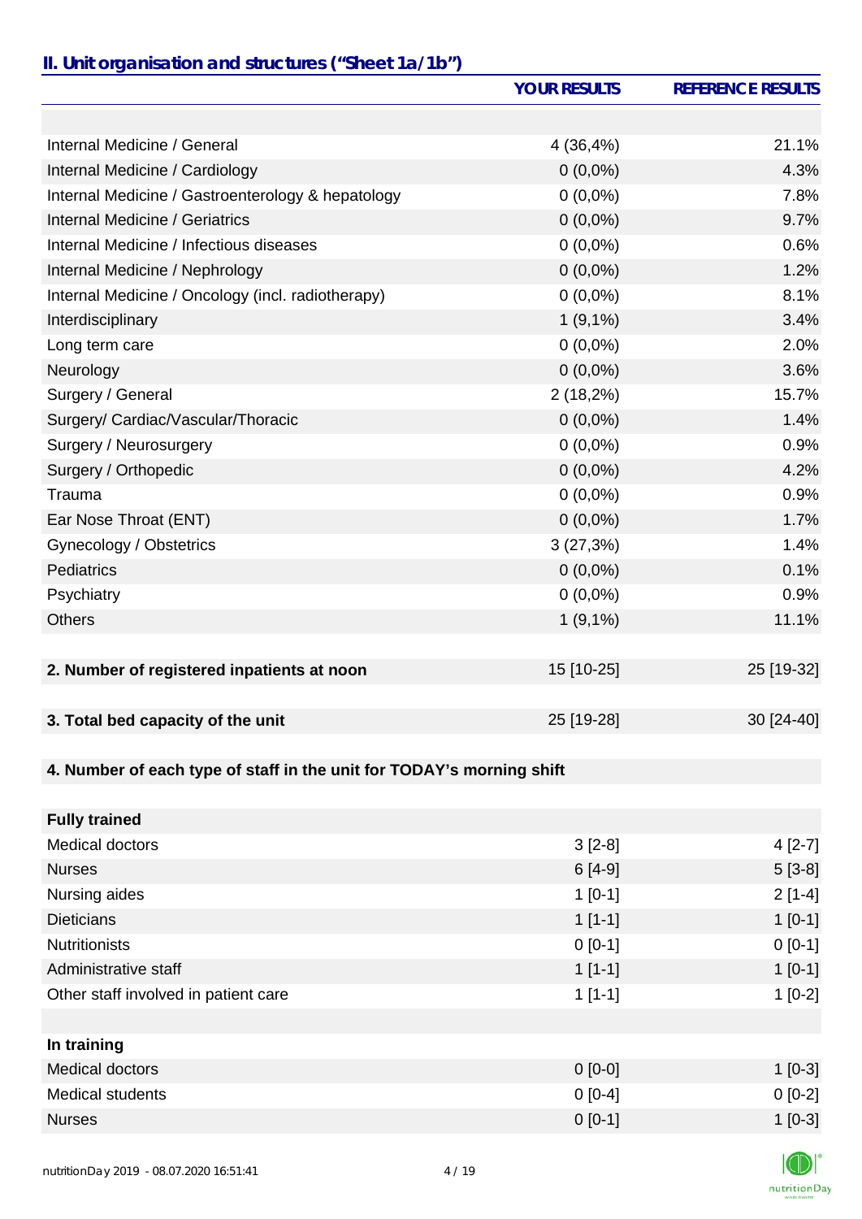## II. Unit organisation and structures ("Sheet 1a/1b")

| | YOUR RESULTS | REFERENCE RESULTS |
|---|---|---|
| | | |
| Internal Medicine / General | 4 (36,4%) | 21.1% |
| Internal Medicine / Cardiology | 0 (0,0%) | 4.3% |
| Internal Medicine / Gastroenterology & hepatology | 0 (0,0%) | 7.8% |
| Internal Medicine / Geriatrics | 0 (0,0%) | 9.7% |
| Internal Medicine / Infectious diseases | 0 (0,0%) | 0.6% |
| Internal Medicine / Nephrology | 0 (0,0%) | 1.2% |
| Internal Medicine / Oncology (incl. radiotherapy) | 0 (0,0%) | 8.1% |
| Interdisciplinary | 1 (9,1%) | 3.4% |
| Long term care | 0 (0,0%) | 2.0% |
| Neurology | 0 (0,0%) | 3.6% |
| Surgery / General | 2 (18,2%) | 15.7% |
| Surgery/ Cardiac/Vascular/Thoracic | 0 (0,0%) | 1.4% |
| Surgery / Neurosurgery | 0 (0,0%) | 0.9% |
| Surgery / Orthopedic | 0 (0,0%) | 4.2% |
| Trauma | 0 (0,0%) | 0.9% |
| Ear Nose Throat (ENT) | 0 (0,0%) | 1.7% |
| Gynecology / Obstetrics | 3 (27,3%) | 1.4% |
| Pediatrics | 0 (0,0%) | 0.1% |
| Psychiatry | 0 (0,0%) | 0.9% |
| Others | 1 (9,1%) | 11.1% |
| | | |
| **2. Number of registered inpatients at noon** | 15 [10-25] | 25 [19-32] |
| | | |
| **3. Total bed capacity of the unit** | 25 [19-28] | 30 [24-40] |
| | | |
| **4. Number of each type of staff in the unit for TODAY's morning shift** | | |
| | | |
| **Fully trained** | | |
| Medical doctors | 3 [2-8] | 4 [2-7] |
| Nurses | 6 [4-9] | 5 [3-8] |
| Nursing aides | 1 [0-1] | 2 [1-4] |
| Dieticians | 1 [1-1] | 1 [0-1] |
| Nutritionists | 0 [0-1] | 0 [0-1] |
| Administrative staff | 1 [1-1] | 1 [0-1] |
| Other staff involved in patient care | 1 [1-1] | 1 [0-2] |
| | | |
| **In training** | | |
| Medical doctors | 0 [0-0] | 1 [0-3] |
| Medical students | 0 [0-4] | 0 [0-2] |
| Nurses | 0 [0-1] | 1 [0-3] |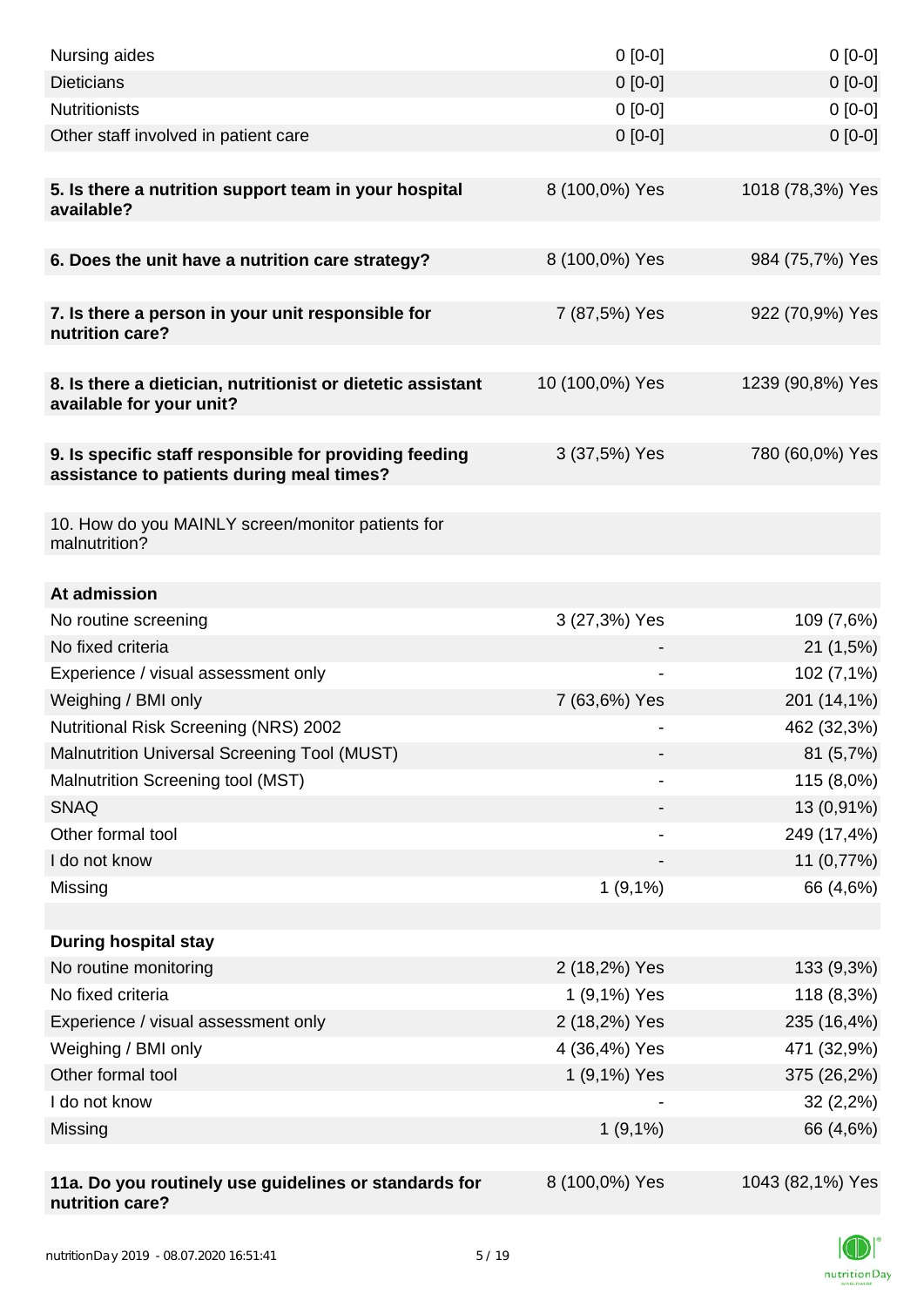| | | |
|---|---|---|
| Nursing aides | 0 [0-0] | 0 [0-0] |
| Dieticians | 0 [0-0] | 0 [0-0] |
| Nutritionists | 0 [0-0] | 0 [0-0] |
| Other staff involved in patient care | 0 [0-0] | 0 [0-0] |
| | | |
| **5. Is there a nutrition support team in your hospital available?** | 8 (100,0%) Yes | 1018 (78,3%) Yes |
| | | |
| **6. Does the unit have a nutrition care strategy?** | 8 (100,0%) Yes | 984 (75,7%) Yes |
| | | |
| **7. Is there a person in your unit responsible for nutrition care?** | 7 (87,5%) Yes | 922 (70,9%) Yes |
| | | |
| **8. Is there a dietician, nutritionist or dietetic assistant available for your unit?** | 10 (100,0%) Yes | 1239 (90,8%) Yes |
| | | |
| **9. Is specific staff responsible for providing feeding assistance to patients during meal times?** | 3 (37,5%) Yes | 780 (60,0%) Yes |
| | | |
| 10. How do you MAINLY screen/monitor patients for malnutrition? | | |
| | | |
| **At admission** | | |
| No routine screening | 3 (27,3%) Yes | 109 (7,6%) |
| No fixed criteria | - | 21 (1,5%) |
| Experience / visual assessment only | - | 102 (7,1%) |
| Weighing / BMI only | 7 (63,6%) Yes | 201 (14,1%) |
| Nutritional Risk Screening (NRS) 2002 | - | 462 (32,3%) |
| Malnutrition Universal Screening Tool (MUST) | - | 81 (5,7%) |
| Malnutrition Screening tool (MST) | - | 115 (8,0%) |
| SNAQ | - | 13 (0,91%) |
| Other formal tool | - | 249 (17,4%) |
| I do not know | - | 11 (0,77%) |
| Missing | 1 (9,1%) | 66 (4,6%) |
| | | |
| **During hospital stay** | | |
| No routine monitoring | 2 (18,2%) Yes | 133 (9,3%) |
| No fixed criteria | 1 (9,1%) Yes | 118 (8,3%) |
| Experience / visual assessment only | 2 (18,2%) Yes | 235 (16,4%) |
| Weighing / BMI only | 4 (36,4%) Yes | 471 (32,9%) |
| Other formal tool | 1 (9,1%) Yes | 375 (26,2%) |
| I do not know | - | 32 (2,2%) |
| Missing | 1 (9,1%) | 66 (4,6%) |
| | | |
| **11a. Do you routinely use guidelines or standards for nutrition care?** | 8 (100,0%) Yes | 1043 (82,1%) Yes |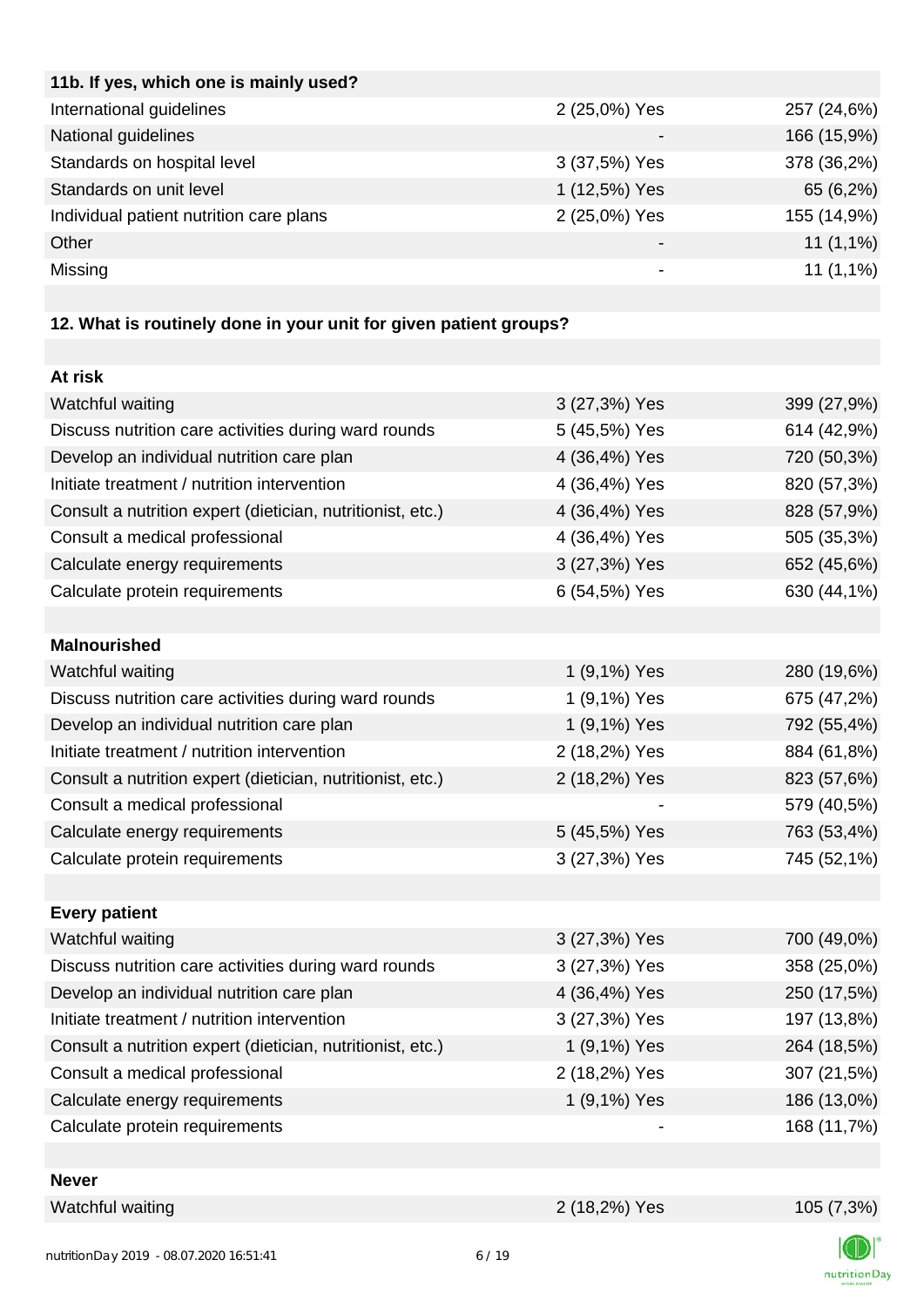| 11b. If yes, which one is mainly used? | | |
|---|---|---|
| International guidelines | 2 (25,0%) Yes | 257 (24,6%) |
| National guidelines | - | 166 (15,9%) |
| Standards on hospital level | 3 (37,5%) Yes | 378 (36,2%) |
| Standards on unit level | 1 (12,5%) Yes | 65 (6,2%) |
| Individual patient nutrition care plans | 2 (25,0%) Yes | 155 (14,9%) |
| Other | - | 11 (1,1%) |
| Missing | - | 11 (1,1%) |

| 12. What is routinely done in your unit for given patient groups? | | |
|---|---|---|
| **At risk** | | |
| Watchful waiting | 3 (27,3%) Yes | 399 (27,9%) |
| Discuss nutrition care activities during ward rounds | 5 (45,5%) Yes | 614 (42,9%) |
| Develop an individual nutrition care plan | 4 (36,4%) Yes | 720 (50,3%) |
| Initiate treatment / nutrition intervention | 4 (36,4%) Yes | 820 (57,3%) |
| Consult a nutrition expert (dietician, nutritionist, etc.) | 4 (36,4%) Yes | 828 (57,9%) |
| Consult a medical professional | 4 (36,4%) Yes | 505 (35,3%) |
| Calculate energy requirements | 3 (27,3%) Yes | 652 (45,6%) |
| Calculate protein requirements | 6 (54,5%) Yes | 630 (44,1%) |
| **Malnourished** | | |
| Watchful waiting | 1 (9,1%) Yes | 280 (19,6%) |
| Discuss nutrition care activities during ward rounds | 1 (9,1%) Yes | 675 (47,2%) |
| Develop an individual nutrition care plan | 1 (9,1%) Yes | 792 (55,4%) |
| Initiate treatment / nutrition intervention | 2 (18,2%) Yes | 884 (61,8%) |
| Consult a nutrition expert (dietician, nutritionist, etc.) | 2 (18,2%) Yes | 823 (57,6%) |
| Consult a medical professional | - | 579 (40,5%) |
| Calculate energy requirements | 5 (45,5%) Yes | 763 (53,4%) |
| Calculate protein requirements | 3 (27,3%) Yes | 745 (52,1%) |
| **Every patient** | | |
| Watchful waiting | 3 (27,3%) Yes | 700 (49,0%) |
| Discuss nutrition care activities during ward rounds | 3 (27,3%) Yes | 358 (25,0%) |
| Develop an individual nutrition care plan | 4 (36,4%) Yes | 250 (17,5%) |
| Initiate treatment / nutrition intervention | 3 (27,3%) Yes | 197 (13,8%) |
| Consult a nutrition expert (dietician, nutritionist, etc.) | 1 (9,1%) Yes | 264 (18,5%) |
| Consult a medical professional | 2 (18,2%) Yes | 307 (21,5%) |
| Calculate energy requirements | 1 (9,1%) Yes | 186 (13,0%) |
| Calculate protein requirements | - | 168 (11,7%) |
| **Never** | | |
| Watchful waiting | 2 (18,2%) Yes | 105 (7,3%) |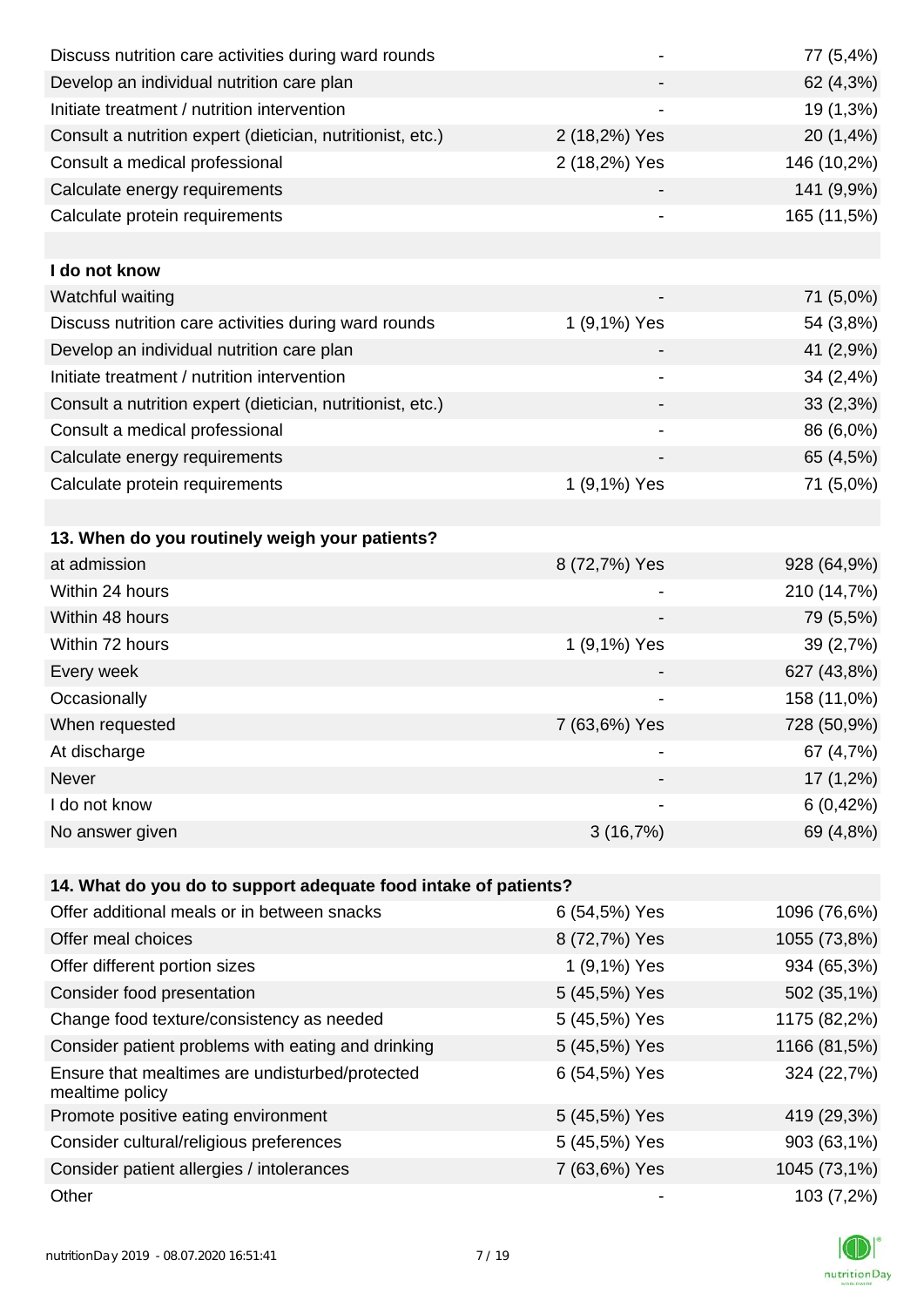| | | |
|---|---|---|
| Discuss nutrition care activities during ward rounds | - | 77 (5,4%) |
| Develop an individual nutrition care plan | - | 62 (4,3%) |
| Initiate treatment / nutrition intervention | - | 19 (1,3%) |
| Consult a nutrition expert (dietician, nutritionist, etc.) | 2 (18,2%) Yes | 20 (1,4%) |
| Consult a medical professional | 2 (18,2%) Yes | 146 (10,2%) |
| Calculate energy requirements | - | 141 (9,9%) |
| Calculate protein requirements | - | 165 (11,5%) |
| | | |
| **I do not know** | | |
| Watchful waiting | - | 71 (5,0%) |
| Discuss nutrition care activities during ward rounds | 1 (9,1%) Yes | 54 (3,8%) |
| Develop an individual nutrition care plan | - | 41 (2,9%) |
| Initiate treatment / nutrition intervention | - | 34 (2,4%) |
| Consult a nutrition expert (dietician, nutritionist, etc.) | - | 33 (2,3%) |
| Consult a medical professional | - | 86 (6,0%) |
| Calculate energy requirements | - | 65 (4,5%) |
| Calculate protein requirements | 1 (9,1%) Yes | 71 (5,0%) |

| **13. When do you routinely weigh your patients?** | | |
|---|---|---|
| at admission | 8 (72,7%) Yes | 928 (64,9%) |
| Within 24 hours | - | 210 (14,7%) |
| Within 48 hours | - | 79 (5,5%) |
| Within 72 hours | 1 (9,1%) Yes | 39 (2,7%) |
| Every week | - | 627 (43,8%) |
| Occasionally | - | 158 (11,0%) |
| When requested | 7 (63,6%) Yes | 728 (50,9%) |
| At discharge | - | 67 (4,7%) |
| Never | - | 17 (1,2%) |
| I do not know | - | 6 (0,42%) |
| No answer given | 3 (16,7%) | 69 (4,8%) |

| **14. What do you do to support adequate food intake of patients?** | | |
|---|---|---|
| Offer additional meals or in between snacks | 6 (54,5%) Yes | 1096 (76,6%) |
| Offer meal choices | 8 (72,7%) Yes | 1055 (73,8%) |
| Offer different portion sizes | 1 (9,1%) Yes | 934 (65,3%) |
| Consider food presentation | 5 (45,5%) Yes | 502 (35,1%) |
| Change food texture/consistency as needed | 5 (45,5%) Yes | 1175 (82,2%) |
| Consider patient problems with eating and drinking | 5 (45,5%) Yes | 1166 (81,5%) |
| Ensure that mealtimes are undisturbed/protected mealtime policy | 6 (54,5%) Yes | 324 (22,7%) |
| Promote positive eating environment | 5 (45,5%) Yes | 419 (29,3%) |
| Consider cultural/religious preferences | 5 (45,5%) Yes | 903 (63,1%) |
| Consider patient allergies / intolerances | 7 (63,6%) Yes | 1045 (73,1%) |
| Other | - | 103 (7,2%) |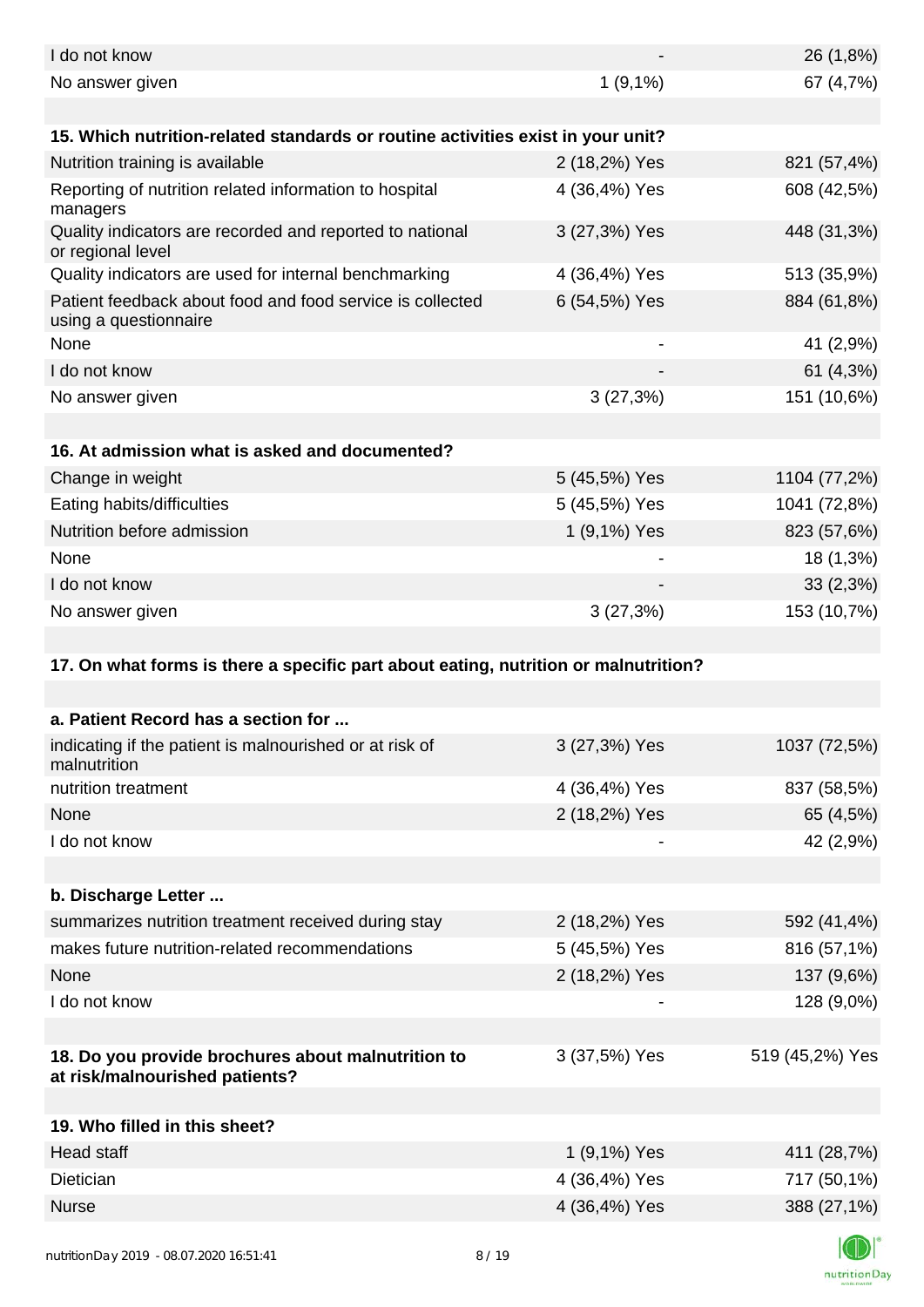| | | |
|---|---|---|
| I do not know | - | 26 (1,8%) |
| No answer given | 1 (9,1%) | 67 (4,7%) |

| **15. Which nutrition-related standards or routine activities exist in your unit?** | | |
|---|---|---|
| Nutrition training is available | 2 (18,2%) Yes | 821 (57,4%) |
| Reporting of nutrition related information to hospital managers | 4 (36,4%) Yes | 608 (42,5%) |
| Quality indicators are recorded and reported to national or regional level | 3 (27,3%) Yes | 448 (31,3%) |
| Quality indicators are used for internal benchmarking | 4 (36,4%) Yes | 513 (35,9%) |
| Patient feedback about food and food service is collected using a questionnaire | 6 (54,5%) Yes | 884 (61,8%) |
| None | - | 41 (2,9%) |
| I do not know | - | 61 (4,3%) |
| No answer given | 3 (27,3%) | 151 (10,6%) |

| **16. At admission what is asked and documented?** | | |
|---|---|---|
| Change in weight | 5 (45,5%) Yes | 1104 (77,2%) |
| Eating habits/difficulties | 5 (45,5%) Yes | 1041 (72,8%) |
| Nutrition before admission | 1 (9,1%) Yes | 823 (57,6%) |
| None | - | 18 (1,3%) |
| I do not know | - | 33 (2,3%) |
| No answer given | 3 (27,3%) | 153 (10,7%) |

**17. On what forms is there a specific part about eating, nutrition or malnutrition?**

| **a. Patient Record has a section for ...** | | |
|---|---|---|
| indicating if the patient is malnourished or at risk of malnutrition | 3 (27,3%) Yes | 1037 (72,5%) |
| nutrition treatment | 4 (36,4%) Yes | 837 (58,5%) |
| None | 2 (18,2%) Yes | 65 (4,5%) |
| I do not know | - | 42 (2,9%) |

| **b. Discharge Letter ...** | | |
|---|---|---|
| summarizes nutrition treatment received during stay | 2 (18,2%) Yes | 592 (41,4%) |
| makes future nutrition-related recommendations | 5 (45,5%) Yes | 816 (57,1%) |
| None | 2 (18,2%) Yes | 137 (9,6%) |
| I do not know | - | 128 (9,0%) |

| | | |
|---|---|---|
| **18. Do you provide brochures about malnutrition to at risk/malnourished patients?** | 3 (37,5%) Yes | 519 (45,2%) Yes |

| **19. Who filled in this sheet?** | | |
|---|---|---|
| Head staff | 1 (9,1%) Yes | 411 (28,7%) |
| Dietician | 4 (36,4%) Yes | 717 (50,1%) |
| Nurse | 4 (36,4%) Yes | 388 (27,1%) |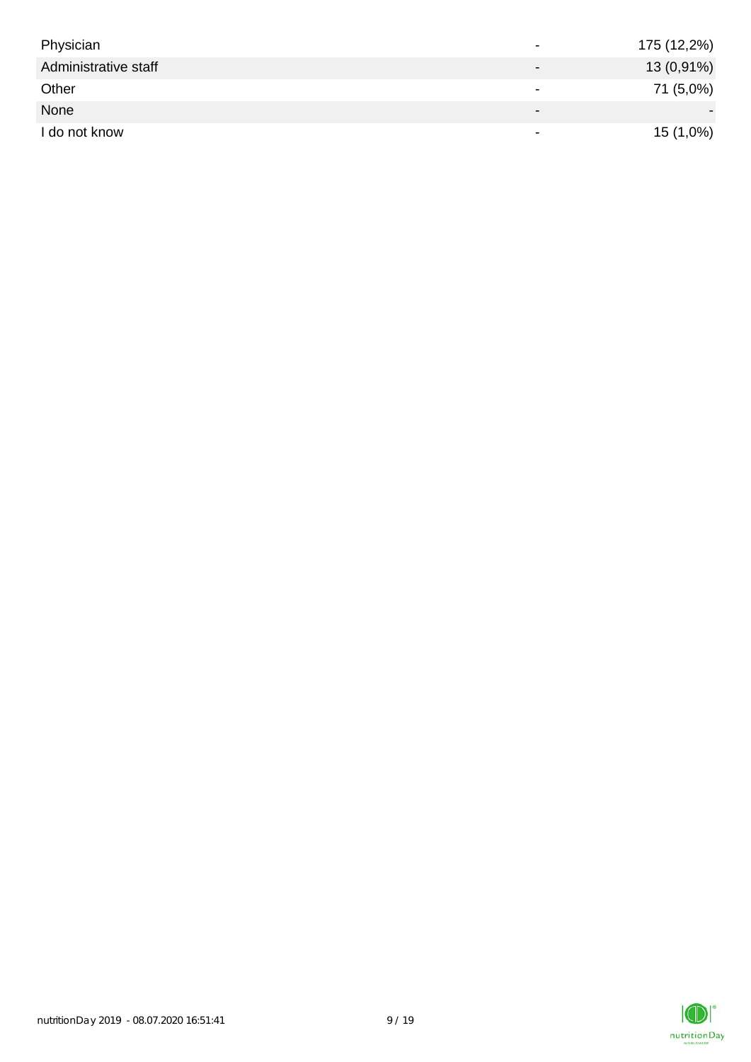| | | |
|---|---|---|
| Physician | - | 175 (12,2%) |
| Administrative staff | - | 13 (0,91%) |
| Other | - | 71 (5,0%) |
| None | - | - |
| I do not know | - | 15 (1,0%) |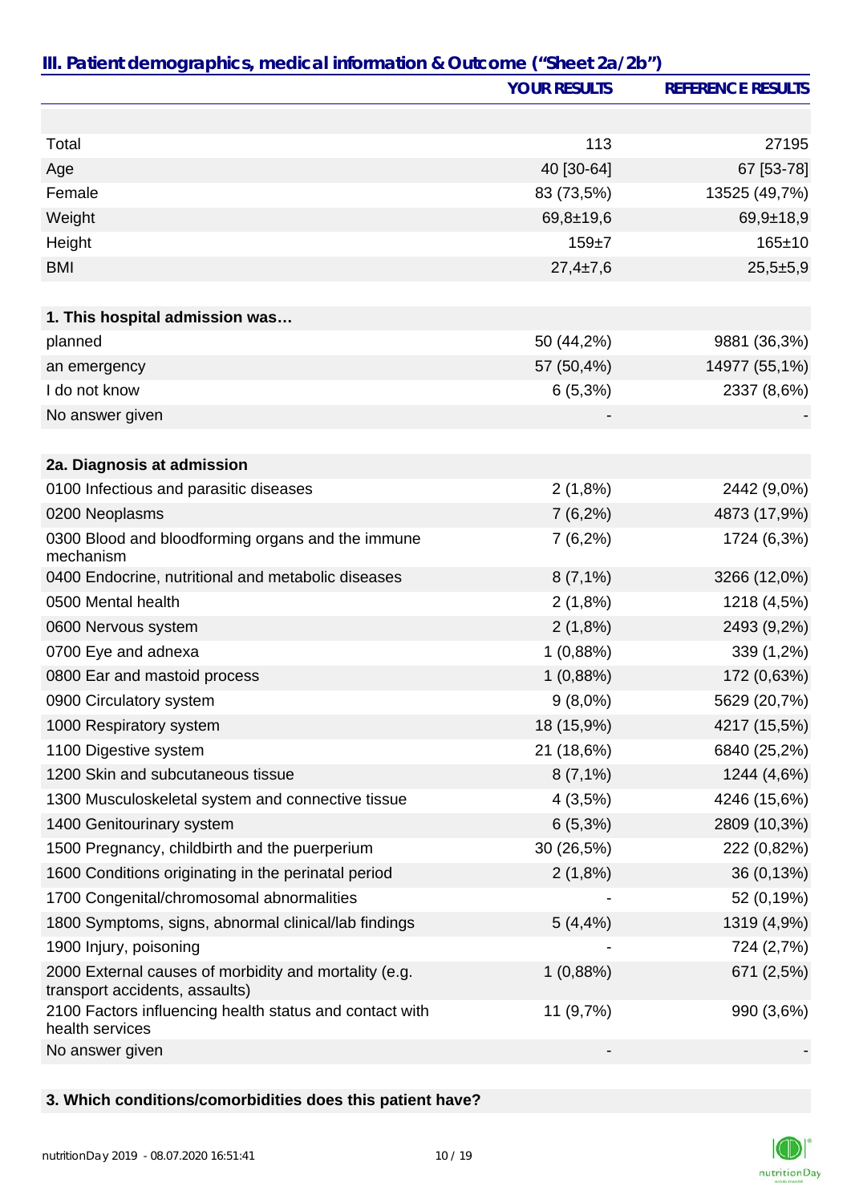## III. Patient demographics, medical information & Outcome ("Sheet 2a/2b")

| | YOUR RESULTS | REFERENCE RESULTS |
|---|---|---|
| | | |
| Total | 113 | 27195 |
| Age | 40 [30-64] | 67 [53-78] |
| Female | 83 (73,5%) | 13525 (49,7%) |
| Weight | 69,8±19,6 | 69,9±18,9 |
| Height | 159±7 | 165±10 |
| BMI | 27,4±7,6 | 25,5±5,9 |
| | | |
| **1. This hospital admission was…** | | |
| planned | 50 (44,2%) | 9881 (36,3%) |
| an emergency | 57 (50,4%) | 14977 (55,1%) |
| I do not know | 6 (5,3%) | 2337 (8,6%) |
| No answer given | - | - |
| | | |
| **2a. Diagnosis at admission** | | |
| 0100 Infectious and parasitic diseases | 2 (1,8%) | 2442 (9,0%) |
| 0200 Neoplasms | 7 (6,2%) | 4873 (17,9%) |
| 0300 Blood and bloodforming organs and the immune mechanism | 7 (6,2%) | 1724 (6,3%) |
| 0400 Endocrine, nutritional and metabolic diseases | 8 (7,1%) | 3266 (12,0%) |
| 0500 Mental health | 2 (1,8%) | 1218 (4,5%) |
| 0600 Nervous system | 2 (1,8%) | 2493 (9,2%) |
| 0700 Eye and adnexa | 1 (0,88%) | 339 (1,2%) |
| 0800 Ear and mastoid process | 1 (0,88%) | 172 (0,63%) |
| 0900 Circulatory system | 9 (8,0%) | 5629 (20,7%) |
| 1000 Respiratory system | 18 (15,9%) | 4217 (15,5%) |
| 1100 Digestive system | 21 (18,6%) | 6840 (25,2%) |
| 1200 Skin and subcutaneous tissue | 8 (7,1%) | 1244 (4,6%) |
| 1300 Musculoskeletal system and connective tissue | 4 (3,5%) | 4246 (15,6%) |
| 1400 Genitourinary system | 6 (5,3%) | 2809 (10,3%) |
| 1500 Pregnancy, childbirth and the puerperium | 30 (26,5%) | 222 (0,82%) |
| 1600 Conditions originating in the perinatal period | 2 (1,8%) | 36 (0,13%) |
| 1700 Congenital/chromosomal abnormalities | - | 52 (0,19%) |
| 1800 Symptoms, signs, abnormal clinical/lab findings | 5 (4,4%) | 1319 (4,9%) |
| 1900 Injury, poisoning | - | 724 (2,7%) |
| 2000 External causes of morbidity and mortality (e.g. transport accidents, assaults) | 1 (0,88%) | 671 (2,5%) |
| 2100 Factors influencing health status and contact with health services | 11 (9,7%) | 990 (3,6%) |
| No answer given | - | - |

**3. Which conditions/comorbidities does this patient have?**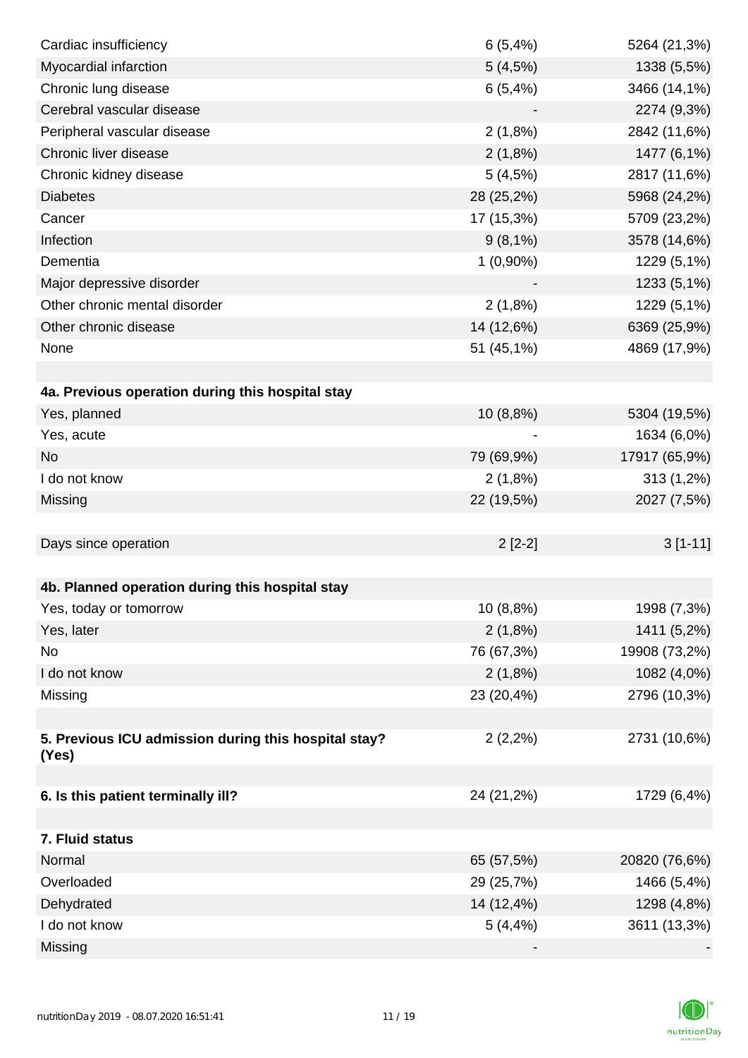| | | |
|---|---|---|
| Cardiac insufficiency | 6 (5,4%) | 5264 (21,3%) |
| Myocardial infarction | 5 (4,5%) | 1338 (5,5%) |
| Chronic lung disease | 6 (5,4%) | 3466 (14,1%) |
| Cerebral vascular disease | - | 2274 (9,3%) |
| Peripheral vascular disease | 2 (1,8%) | 2842 (11,6%) |
| Chronic liver disease | 2 (1,8%) | 1477 (6,1%) |
| Chronic kidney disease | 5 (4,5%) | 2817 (11,6%) |
| Diabetes | 28 (25,2%) | 5968 (24,2%) |
| Cancer | 17 (15,3%) | 5709 (23,2%) |
| Infection | 9 (8,1%) | 3578 (14,6%) |
| Dementia | 1 (0,90%) | 1229 (5,1%) |
| Major depressive disorder | - | 1233 (5,1%) |
| Other chronic mental disorder | 2 (1,8%) | 1229 (5,1%) |
| Other chronic disease | 14 (12,6%) | 6369 (25,9%) |
| None | 51 (45,1%) | 4869 (17,9%) |
| | | |
| **4a. Previous operation during this hospital stay** | | |
| Yes, planned | 10 (8,8%) | 5304 (19,5%) |
| Yes, acute | - | 1634 (6,0%) |
| No | 79 (69,9%) | 17917 (65,9%) |
| I do not know | 2 (1,8%) | 313 (1,2%) |
| Missing | 22 (19,5%) | 2027 (7,5%) |
| | | |
| Days since operation | 2 [2-2] | 3 [1-11] |
| | | |
| **4b. Planned operation during this hospital stay** | | |
| Yes, today or tomorrow | 10 (8,8%) | 1998 (7,3%) |
| Yes, later | 2 (1,8%) | 1411 (5,2%) |
| No | 76 (67,3%) | 19908 (73,2%) |
| I do not know | 2 (1,8%) | 1082 (4,0%) |
| Missing | 23 (20,4%) | 2796 (10,3%) |
| | | |
| **5. Previous ICU admission during this hospital stay? (Yes)** | 2 (2,2%) | 2731 (10,6%) |
| | | |
| **6. Is this patient terminally ill?** | 24 (21,2%) | 1729 (6,4%) |
| | | |
| **7. Fluid status** | | |
| Normal | 65 (57,5%) | 20820 (76,6%) |
| Overloaded | 29 (25,7%) | 1466 (5,4%) |
| Dehydrated | 14 (12,4%) | 1298 (4,8%) |
| I do not know | 5 (4,4%) | 3611 (13,3%) |
| Missing | - | - |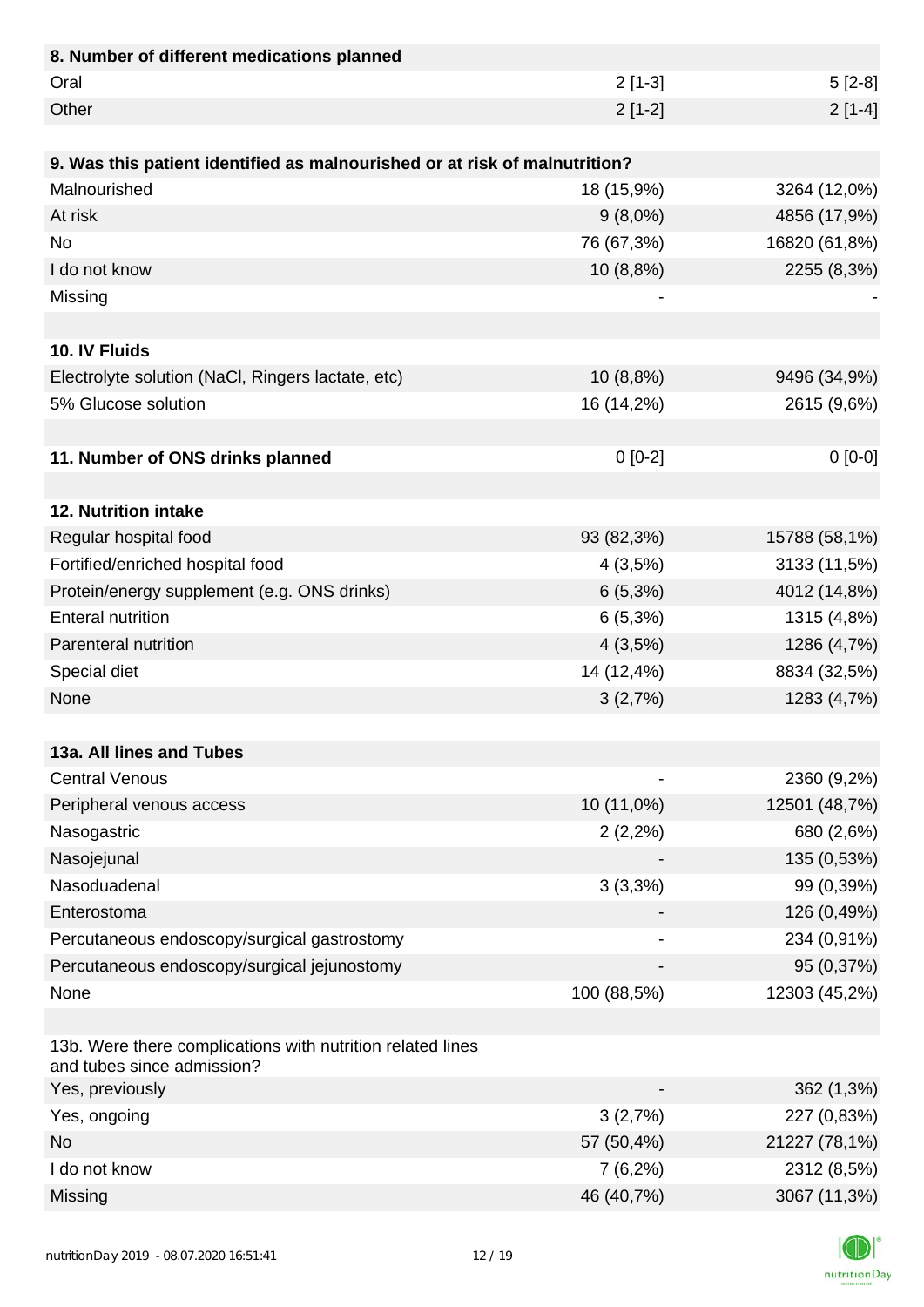| 8. Number of different medications planned | | |
|---|---|---|
| Oral | 2 [1-3] | 5 [2-8] |
| Other | 2 [1-2] | 2 [1-4] |

| 9. Was this patient identified as malnourished or at risk of malnutrition? | | |
|---|---|---|
| Malnourished | 18 (15,9%) | 3264 (12,0%) |
| At risk | 9 (8,0%) | 4856 (17,9%) |
| No | 76 (67,3%) | 16820 (61,8%) |
| I do not know | 10 (8,8%) | 2255 (8,3%) |
| Missing | - | - |

| 10. IV Fluids | | |
|---|---|---|
| Electrolyte solution (NaCl, Ringers lactate, etc) | 10 (8,8%) | 9496 (34,9%) |
| 5% Glucose solution | 16 (14,2%) | 2615 (9,6%) |

| 11. Number of ONS drinks planned | 0 [0-2] | 0 [0-0] |
|---|---|---|

| 12. Nutrition intake | | |
|---|---|---|
| Regular hospital food | 93 (82,3%) | 15788 (58,1%) |
| Fortified/enriched hospital food | 4 (3,5%) | 3133 (11,5%) |
| Protein/energy supplement (e.g. ONS drinks) | 6 (5,3%) | 4012 (14,8%) |
| Enteral nutrition | 6 (5,3%) | 1315 (4,8%) |
| Parenteral nutrition | 4 (3,5%) | 1286 (4,7%) |
| Special diet | 14 (12,4%) | 8834 (32,5%) |
| None | 3 (2,7%) | 1283 (4,7%) |

| 13a. All lines and Tubes | | |
|---|---|---|
| Central Venous | - | 2360 (9,2%) |
| Peripheral venous access | 10 (11,0%) | 12501 (48,7%) |
| Nasogastric | 2 (2,2%) | 680 (2,6%) |
| Nasojejunal | - | 135 (0,53%) |
| Nasoduadenal | 3 (3,3%) | 99 (0,39%) |
| Enterostoma | - | 126 (0,49%) |
| Percutaneous endoscopy/surgical gastrostomy | - | 234 (0,91%) |
| Percutaneous endoscopy/surgical jejunostomy | - | 95 (0,37%) |
| None | 100 (88,5%) | 12303 (45,2%) |

| 13b. Were there complications with nutrition related lines and tubes since admission? | | |
|---|---|---|
| Yes, previously | - | 362 (1,3%) |
| Yes, ongoing | 3 (2,7%) | 227 (0,83%) |
| No | 57 (50,4%) | 21227 (78,1%) |
| I do not know | 7 (6,2%) | 2312 (8,5%) |
| Missing | 46 (40,7%) | 3067 (11,3%) |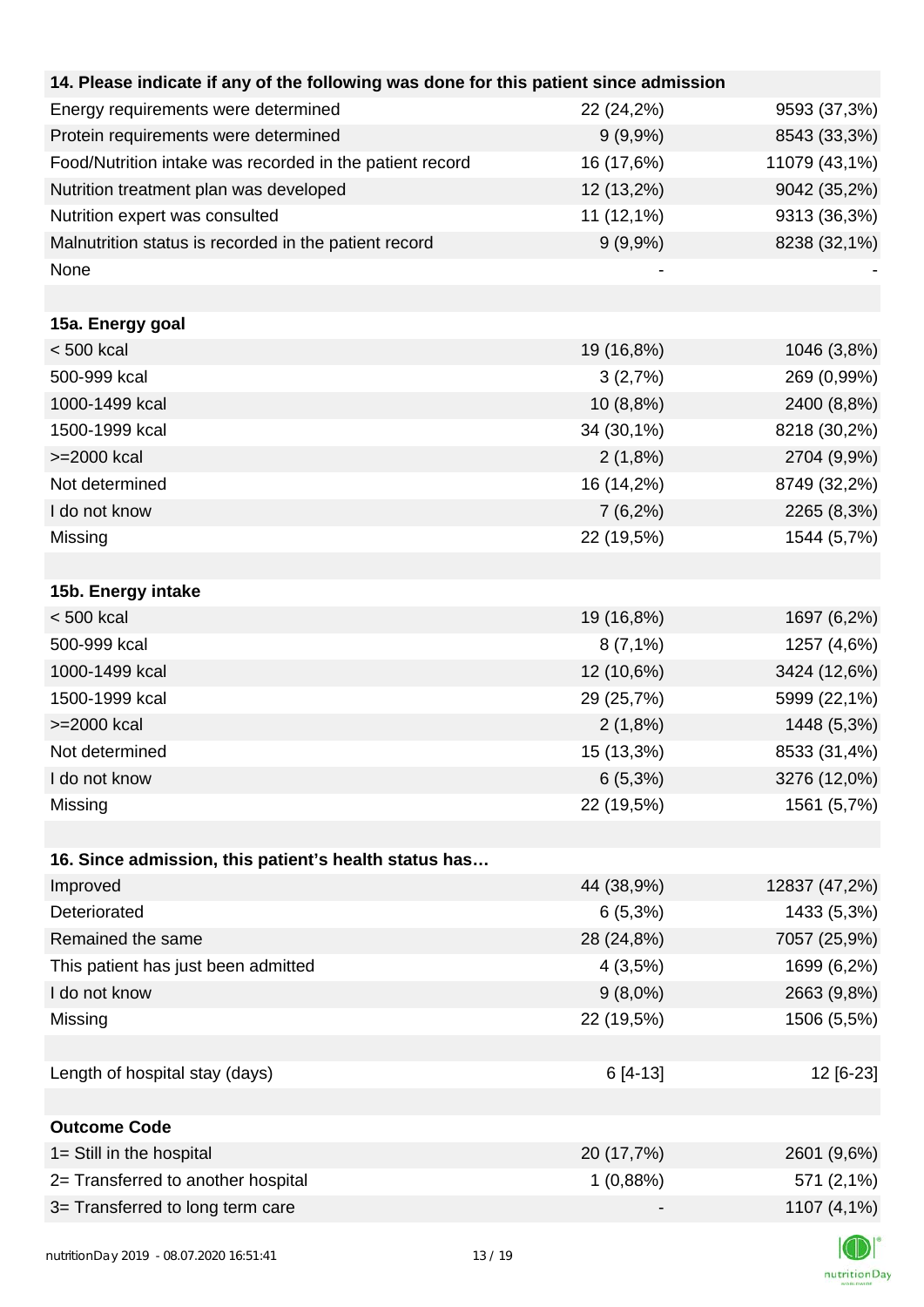| 14. Please indicate if any of the following was done for this patient since admission | | |
|---|---|---|
| Energy requirements were determined | 22 (24,2%) | 9593 (37,3%) |
| Protein requirements were determined | 9 (9,9%) | 8543 (33,3%) |
| Food/Nutrition intake was recorded in the patient record | 16 (17,6%) | 11079 (43,1%) |
| Nutrition treatment plan was developed | 12 (13,2%) | 9042 (35,2%) |
| Nutrition expert was consulted | 11 (12,1%) | 9313 (36,3%) |
| Malnutrition status is recorded in the patient record | 9 (9,9%) | 8238 (32,1%) |
| None | - | - |

| 15a. Energy goal | | |
|---|---|---|
| < 500 kcal | 19 (16,8%) | 1046 (3,8%) |
| 500-999 kcal | 3 (2,7%) | 269 (0,99%) |
| 1000-1499 kcal | 10 (8,8%) | 2400 (8,8%) |
| 1500-1999 kcal | 34 (30,1%) | 8218 (30,2%) |
| >=2000 kcal | 2 (1,8%) | 2704 (9,9%) |
| Not determined | 16 (14,2%) | 8749 (32,2%) |
| I do not know | 7 (6,2%) | 2265 (8,3%) |
| Missing | 22 (19,5%) | 1544 (5,7%) |

| 15b. Energy intake | | |
|---|---|---|
| < 500 kcal | 19 (16,8%) | 1697 (6,2%) |
| 500-999 kcal | 8 (7,1%) | 1257 (4,6%) |
| 1000-1499 kcal | 12 (10,6%) | 3424 (12,6%) |
| 1500-1999 kcal | 29 (25,7%) | 5999 (22,1%) |
| >=2000 kcal | 2 (1,8%) | 1448 (5,3%) |
| Not determined | 15 (13,3%) | 8533 (31,4%) |
| I do not know | 6 (5,3%) | 3276 (12,0%) |
| Missing | 22 (19,5%) | 1561 (5,7%) |

| 16. Since admission, this patient's health status has… | | |
|---|---|---|
| Improved | 44 (38,9%) | 12837 (47,2%) |
| Deteriorated | 6 (5,3%) | 1433 (5,3%) |
| Remained the same | 28 (24,8%) | 7057 (25,9%) |
| This patient has just been admitted | 4 (3,5%) | 1699 (6,2%) |
| I do not know | 9 (8,0%) | 2663 (9,8%) |
| Missing | 22 (19,5%) | 1506 (5,5%) |

| Length of hospital stay (days) | 6 [4-13] | 12 [6-23] |
|---|---|---|

| Outcome Code | | |
|---|---|---|
| 1= Still in the hospital | 20 (17,7%) | 2601 (9,6%) |
| 2= Transferred to another hospital | 1 (0,88%) | 571 (2,1%) |
| 3= Transferred to long term care | - | 1107 (4,1%) |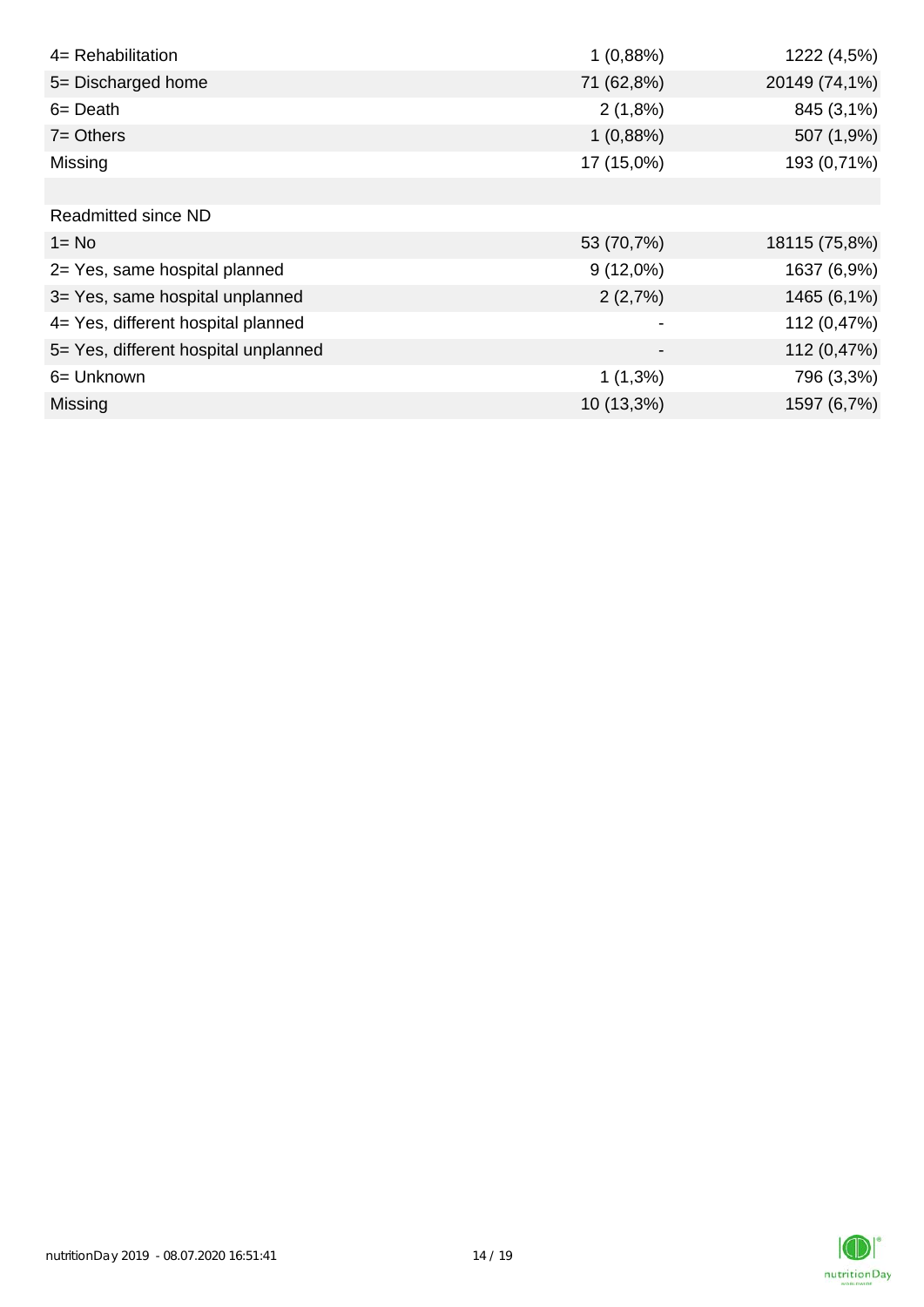| | | |
|---|---|---|
| 4= Rehabilitation | 1 (0,88%) | 1222 (4,5%) |
| 5= Discharged home | 71 (62,8%) | 20149 (74,1%) |
| 6= Death | 2 (1,8%) | 845 (3,1%) |
| 7= Others | 1 (0,88%) | 507 (1,9%) |
| Missing | 17 (15,0%) | 193 (0,71%) |
| | | |
| Readmitted since ND | | |
| 1= No | 53 (70,7%) | 18115 (75,8%) |
| 2= Yes, same hospital planned | 9 (12,0%) | 1637 (6,9%) |
| 3= Yes, same hospital unplanned | 2 (2,7%) | 1465 (6,1%) |
| 4= Yes, different hospital planned | - | 112 (0,47%) |
| 5= Yes, different hospital unplanned | - | 112 (0,47%) |
| 6= Unknown | 1 (1,3%) | 796 (3,3%) |
| Missing | 10 (13,3%) | 1597 (6,7%) |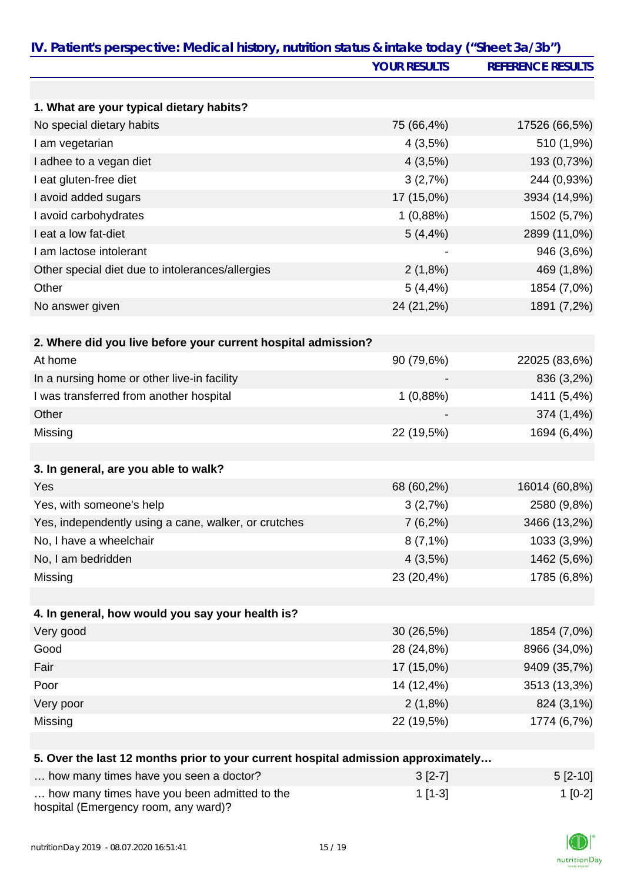## IV. Patient's perspective: Medical history, nutrition status & intake today ("Sheet 3a/3b")

| | YOUR RESULTS | REFERENCE RESULTS |
|---|---|---|
| **1. What are your typical dietary habits?** | | |
| No special dietary habits | 75 (66,4%) | 17526 (66,5%) |
| I am vegetarian | 4 (3,5%) | 510 (1,9%) |
| I adhee to a vegan diet | 4 (3,5%) | 193 (0,73%) |
| I eat gluten-free diet | 3 (2,7%) | 244 (0,93%) |
| I avoid added sugars | 17 (15,0%) | 3934 (14,9%) |
| I avoid carbohydrates | 1 (0,88%) | 1502 (5,7%) |
| I eat a low fat-diet | 5 (4,4%) | 2899 (11,0%) |
| I am lactose intolerant | - | 946 (3,6%) |
| Other special diet due to intolerances/allergies | 2 (1,8%) | 469 (1,8%) |
| Other | 5 (4,4%) | 1854 (7,0%) |
| No answer given | 24 (21,2%) | 1891 (7,2%) |
| **2. Where did you live before your current hospital admission?** | | |
| At home | 90 (79,6%) | 22025 (83,6%) |
| In a nursing home or other live-in facility | - | 836 (3,2%) |
| I was transferred from another hospital | 1 (0,88%) | 1411 (5,4%) |
| Other | - | 374 (1,4%) |
| Missing | 22 (19,5%) | 1694 (6,4%) |
| **3. In general, are you able to walk?** | | |
| Yes | 68 (60,2%) | 16014 (60,8%) |
| Yes, with someone's help | 3 (2,7%) | 2580 (9,8%) |
| Yes, independently using a cane, walker, or crutches | 7 (6,2%) | 3466 (13,2%) |
| No, I have a wheelchair | 8 (7,1%) | 1033 (3,9%) |
| No, I am bedridden | 4 (3,5%) | 1462 (5,6%) |
| Missing | 23 (20,4%) | 1785 (6,8%) |
| **4. In general, how would you say your health is?** | | |
| Very good | 30 (26,5%) | 1854 (7,0%) |
| Good | 28 (24,8%) | 8966 (34,0%) |
| Fair | 17 (15,0%) | 9409 (35,7%) |
| Poor | 14 (12,4%) | 3513 (13,3%) |
| Very poor | 2 (1,8%) | 824 (3,1%) |
| Missing | 22 (19,5%) | 1774 (6,7%) |
| **5. Over the last 12 months prior to your current hospital admission approximately…** | | |
| … how many times have you seen a doctor? | 3 [2-7] | 5 [2-10] |
| … how many times have you been admitted to the hospital (Emergency room, any ward)? | 1 [1-3] | 1 [0-2] |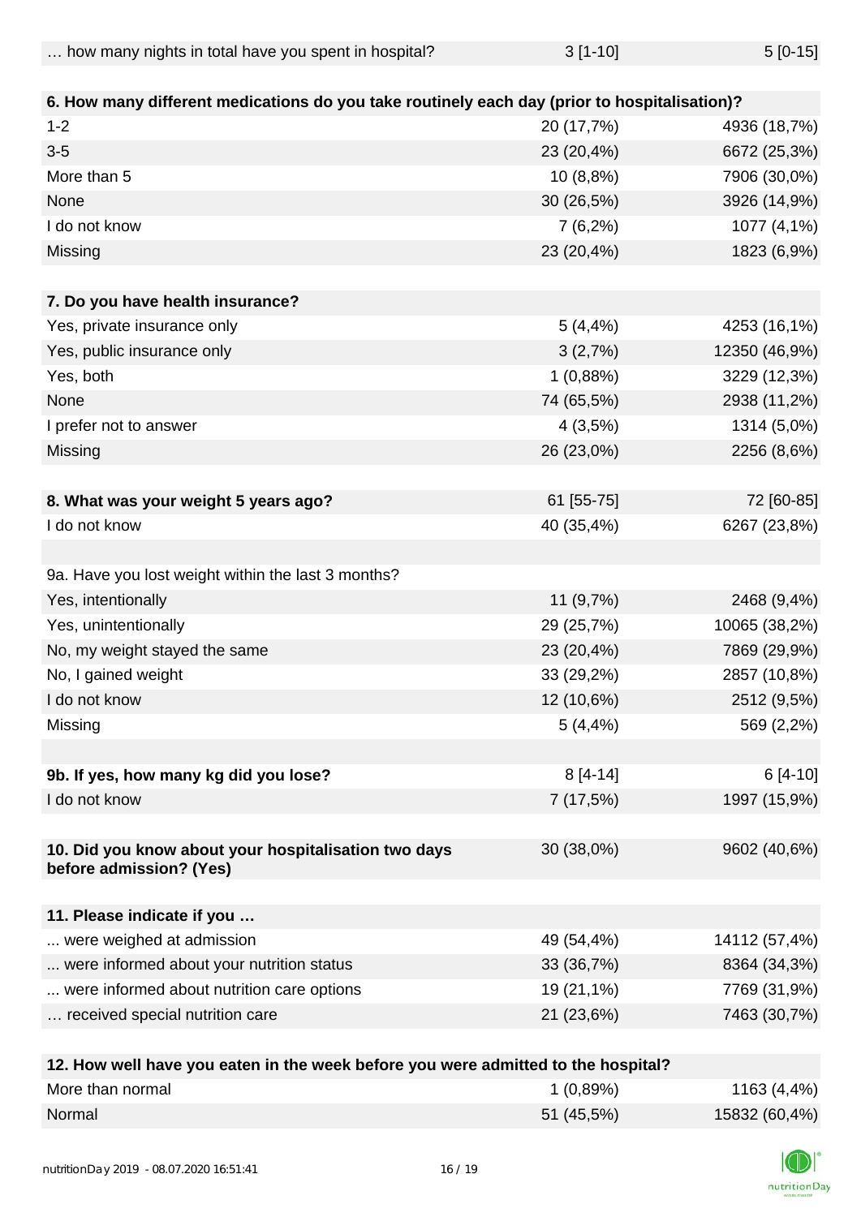| | | |
|---|---|---|
| … how many nights in total have you spent in hospital? | 3 [1-10] | 5 [0-15] |
| | | |
| **6. How many different medications do you take routinely each day (prior to hospitalisation)?** | | |
| 1-2 | 20 (17,7%) | 4936 (18,7%) |
| 3-5 | 23 (20,4%) | 6672 (25,3%) |
| More than 5 | 10 (8,8%) | 7906 (30,0%) |
| None | 30 (26,5%) | 3926 (14,9%) |
| I do not know | 7 (6,2%) | 1077 (4,1%) |
| Missing | 23 (20,4%) | 1823 (6,9%) |
| | | |
| **7. Do you have health insurance?** | | |
| Yes, private insurance only | 5 (4,4%) | 4253 (16,1%) |
| Yes, public insurance only | 3 (2,7%) | 12350 (46,9%) |
| Yes, both | 1 (0,88%) | 3229 (12,3%) |
| None | 74 (65,5%) | 2938 (11,2%) |
| I prefer not to answer | 4 (3,5%) | 1314 (5,0%) |
| Missing | 26 (23,0%) | 2256 (8,6%) |
| | | |
| **8. What was your weight 5 years ago?** | 61 [55-75] | 72 [60-85] |
| I do not know | 40 (35,4%) | 6267 (23,8%) |
| | | |
| 9a. Have you lost weight within the last 3 months? | | |
| Yes, intentionally | 11 (9,7%) | 2468 (9,4%) |
| Yes, unintentionally | 29 (25,7%) | 10065 (38,2%) |
| No, my weight stayed the same | 23 (20,4%) | 7869 (29,9%) |
| No, I gained weight | 33 (29,2%) | 2857 (10,8%) |
| I do not know | 12 (10,6%) | 2512 (9,5%) |
| Missing | 5 (4,4%) | 569 (2,2%) |
| | | |
| **9b. If yes, how many kg did you lose?** | 8 [4-14] | 6 [4-10] |
| I do not know | 7 (17,5%) | 1997 (15,9%) |
| | | |
| **10. Did you know about your hospitalisation two days before admission? (Yes)** | 30 (38,0%) | 9602 (40,6%) |
| | | |
| **11. Please indicate if you …** | | |
| ... were weighed at admission | 49 (54,4%) | 14112 (57,4%) |
| ... were informed about your nutrition status | 33 (36,7%) | 8364 (34,3%) |
| ... were informed about nutrition care options | 19 (21,1%) | 7769 (31,9%) |
| … received special nutrition care | 21 (23,6%) | 7463 (30,7%) |
| | | |
| **12. How well have you eaten in the week before you were admitted to the hospital?** | | |
| More than normal | 1 (0,89%) | 1163 (4,4%) |
| Normal | 51 (45,5%) | 15832 (60,4%) |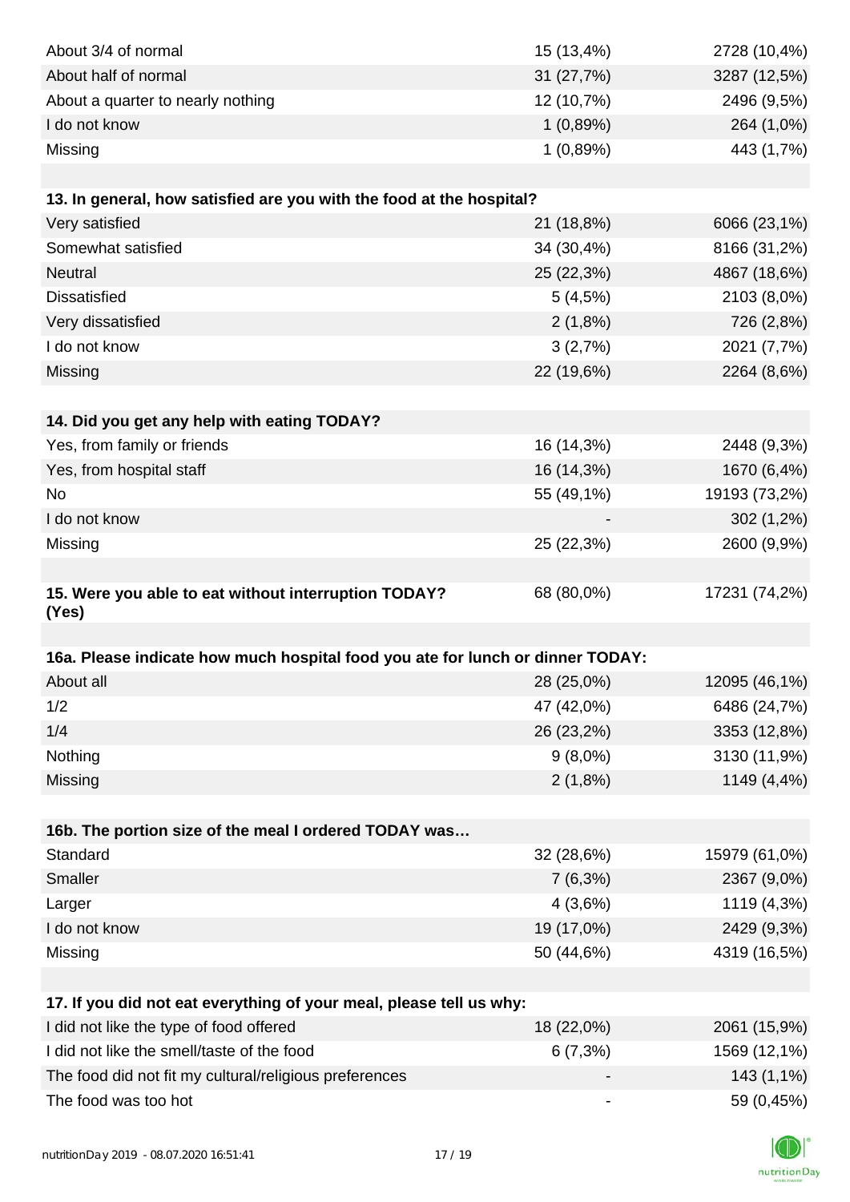| | | |
|---|---|---|
| About 3/4 of normal | 15 (13,4%) | 2728 (10,4%) |
| About half of normal | 31 (27,7%) | 3287 (12,5%) |
| About a quarter to nearly nothing | 12 (10,7%) | 2496 (9,5%) |
| I do not know | 1 (0,89%) | 264 (1,0%) |
| Missing | 1 (0,89%) | 443 (1,7%) |

| **13. In general, how satisfied are you with the food at the hospital?** | | |
|---|---|---|
| Very satisfied | 21 (18,8%) | 6066 (23,1%) |
| Somewhat satisfied | 34 (30,4%) | 8166 (31,2%) |
| Neutral | 25 (22,3%) | 4867 (18,6%) |
| Dissatisfied | 5 (4,5%) | 2103 (8,0%) |
| Very dissatisfied | 2 (1,8%) | 726 (2,8%) |
| I do not know | 3 (2,7%) | 2021 (7,7%) |
| Missing | 22 (19,6%) | 2264 (8,6%) |

| **14. Did you get any help with eating TODAY?** | | |
|---|---|---|
| Yes, from family or friends | 16 (14,3%) | 2448 (9,3%) |
| Yes, from hospital staff | 16 (14,3%) | 1670 (6,4%) |
| No | 55 (49,1%) | 19193 (73,2%) |
| I do not know | - | 302 (1,2%) |
| Missing | 25 (22,3%) | 2600 (9,9%) |

| **15. Were you able to eat without interruption TODAY? (Yes)** | 68 (80,0%) | 17231 (74,2%) |
|---|---|---|

| **16a. Please indicate how much hospital food you ate for lunch or dinner TODAY:** | | |
|---|---|---|
| About all | 28 (25,0%) | 12095 (46,1%) |
| 1/2 | 47 (42,0%) | 6486 (24,7%) |
| 1/4 | 26 (23,2%) | 3353 (12,8%) |
| Nothing | 9 (8,0%) | 3130 (11,9%) |
| Missing | 2 (1,8%) | 1149 (4,4%) |

| **16b. The portion size of the meal I ordered TODAY was…** | | |
|---|---|---|
| Standard | 32 (28,6%) | 15979 (61,0%) |
| Smaller | 7 (6,3%) | 2367 (9,0%) |
| Larger | 4 (3,6%) | 1119 (4,3%) |
| I do not know | 19 (17,0%) | 2429 (9,3%) |
| Missing | 50 (44,6%) | 4319 (16,5%) |

| **17. If you did not eat everything of your meal, please tell us why:** | | |
|---|---|---|
| I did not like the type of food offered | 18 (22,0%) | 2061 (15,9%) |
| I did not like the smell/taste of the food | 6 (7,3%) | 1569 (12,1%) |
| The food did not fit my cultural/religious preferences | - | 143 (1,1%) |
| The food was too hot | - | 59 (0,45%) |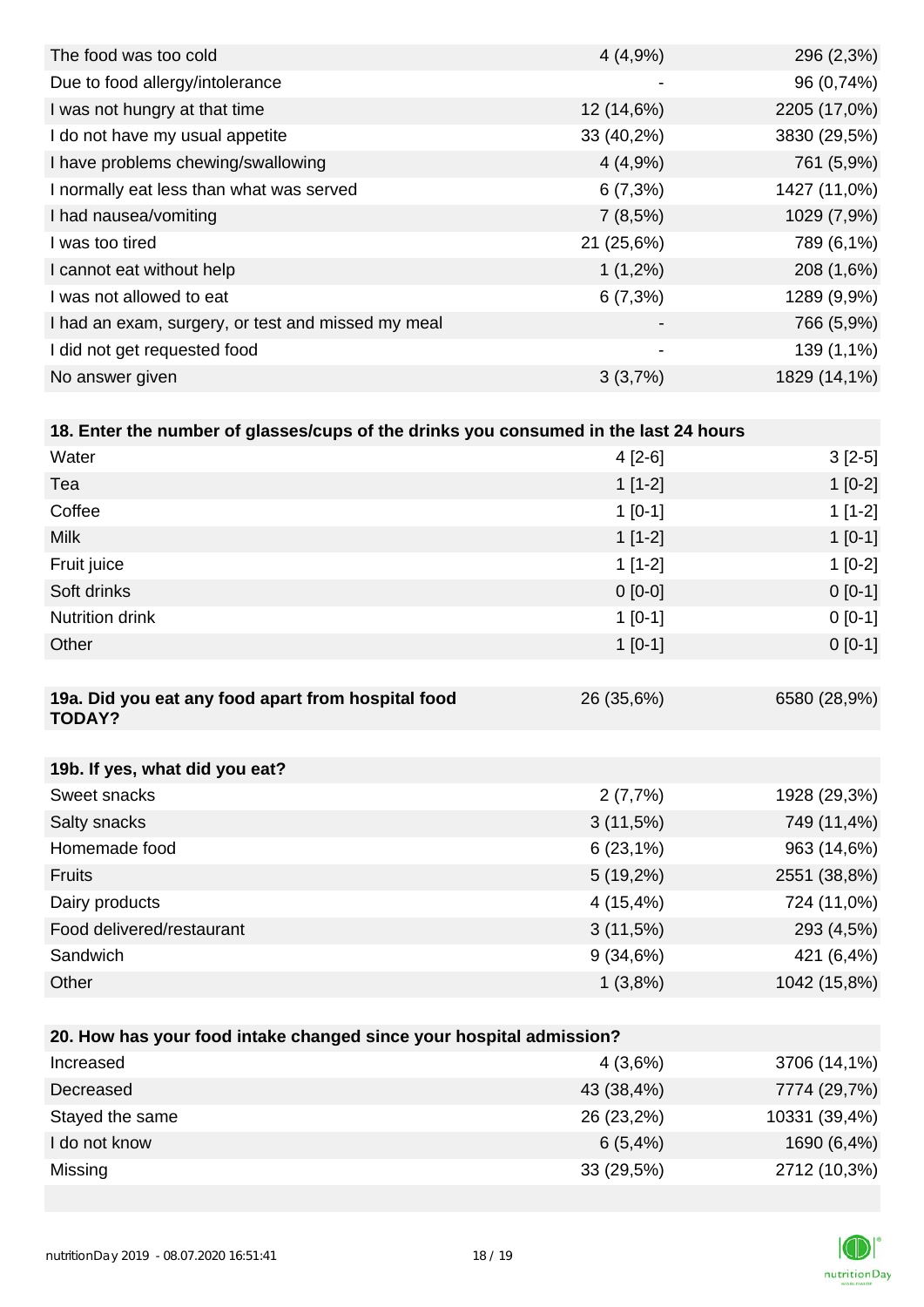| | | |
|---|---|---|
| The food was too cold | 4 (4,9%) | 296 (2,3%) |
| Due to food allergy/intolerance | - | 96 (0,74%) |
| I was not hungry at that time | 12 (14,6%) | 2205 (17,0%) |
| I do not have my usual appetite | 33 (40,2%) | 3830 (29,5%) |
| I have problems chewing/swallowing | 4 (4,9%) | 761 (5,9%) |
| I normally eat less than what was served | 6 (7,3%) | 1427 (11,0%) |
| I had nausea/vomiting | 7 (8,5%) | 1029 (7,9%) |
| I was too tired | 21 (25,6%) | 789 (6,1%) |
| I cannot eat without help | 1 (1,2%) | 208 (1,6%) |
| I was not allowed to eat | 6 (7,3%) | 1289 (9,9%) |
| I had an exam, surgery, or test and missed my meal | - | 766 (5,9%) |
| I did not get requested food | - | 139 (1,1%) |
| No answer given | 3 (3,7%) | 1829 (14,1%) |

| **18. Enter the number of glasses/cups of the drinks you consumed in the last 24 hours** | | |
|---|---|---|
| Water | 4 [2-6] | 3 [2-5] |
| Tea | 1 [1-2] | 1 [0-2] |
| Coffee | 1 [0-1] | 1 [1-2] |
| Milk | 1 [1-2] | 1 [0-1] |
| Fruit juice | 1 [1-2] | 1 [0-2] |
| Soft drinks | 0 [0-0] | 0 [0-1] |
| Nutrition drink | 1 [0-1] | 0 [0-1] |
| Other | 1 [0-1] | 0 [0-1] |

| **19a. Did you eat any food apart from hospital food TODAY?** | 26 (35,6%) | 6580 (28,9%) |
|---|---|---|

| **19b. If yes, what did you eat?** | | |
|---|---|---|
| Sweet snacks | 2 (7,7%) | 1928 (29,3%) |
| Salty snacks | 3 (11,5%) | 749 (11,4%) |
| Homemade food | 6 (23,1%) | 963 (14,6%) |
| Fruits | 5 (19,2%) | 2551 (38,8%) |
| Dairy products | 4 (15,4%) | 724 (11,0%) |
| Food delivered/restaurant | 3 (11,5%) | 293 (4,5%) |
| Sandwich | 9 (34,6%) | 421 (6,4%) |
| Other | 1 (3,8%) | 1042 (15,8%) |

| **20. How has your food intake changed since your hospital admission?** | | |
|---|---|---|
| Increased | 4 (3,6%) | 3706 (14,1%) |
| Decreased | 43 (38,4%) | 7774 (29,7%) |
| Stayed the same | 26 (23,2%) | 10331 (39,4%) |
| I do not know | 6 (5,4%) | 1690 (6,4%) |
| Missing | 33 (29,5%) | 2712 (10,3%) |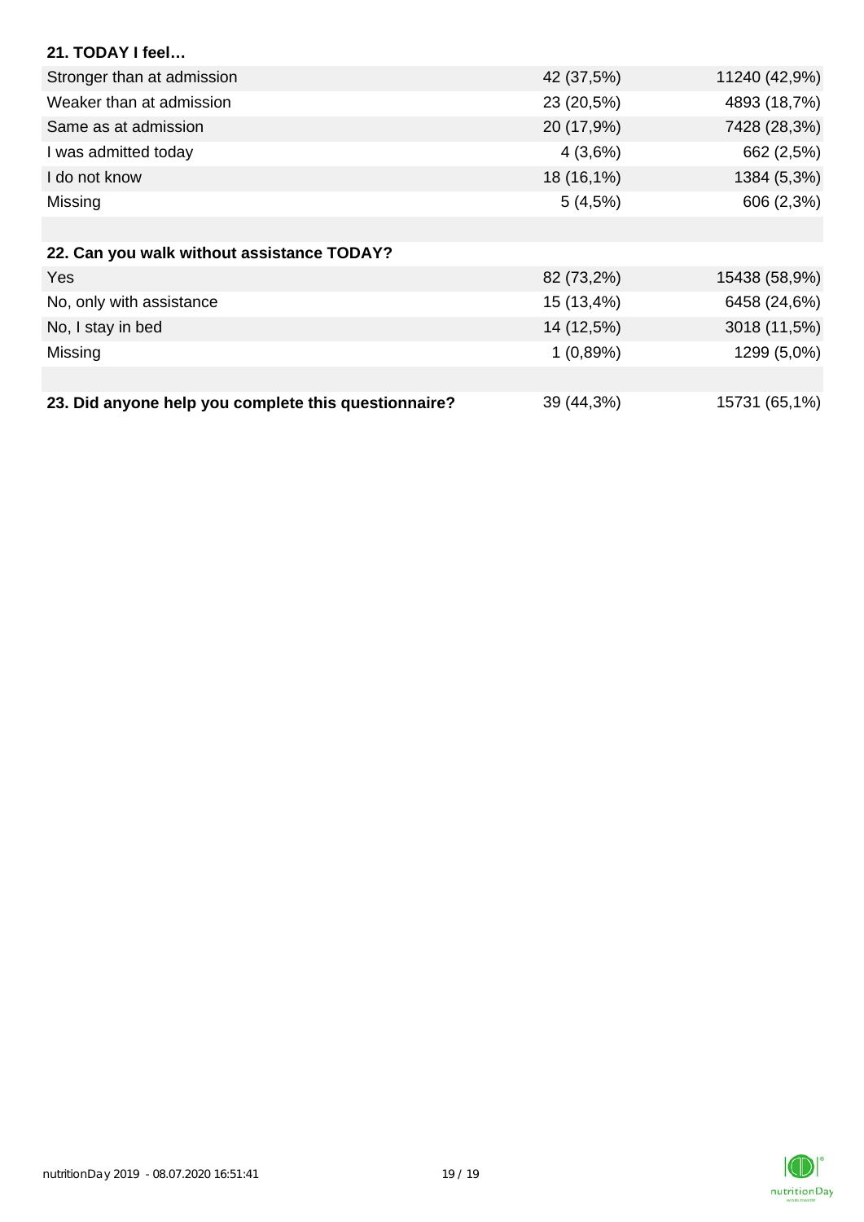| 21. TODAY I feel… | | |
|---|---|---|
| Stronger than at admission | 42 (37,5%) | 11240 (42,9%) |
| Weaker than at admission | 23 (20,5%) | 4893 (18,7%) |
| Same as at admission | 20 (17,9%) | 7428 (28,3%) |
| I was admitted today | 4 (3,6%) | 662 (2,5%) |
| I do not know | 18 (16,1%) | 1384 (5,3%) |
| Missing | 5 (4,5%) | 606 (2,3%) |

| 22. Can you walk without assistance TODAY? | | |
|---|---|---|
| Yes | 82 (73,2%) | 15438 (58,9%) |
| No, only with assistance | 15 (13,4%) | 6458 (24,6%) |
| No, I stay in bed | 14 (12,5%) | 3018 (11,5%) |
| Missing | 1 (0,89%) | 1299 (5,0%) |

| | | |
|---|---|---|
| **23. Did anyone help you complete this questionnaire?** | 39 (44,3%) | 15731 (65,1%) |